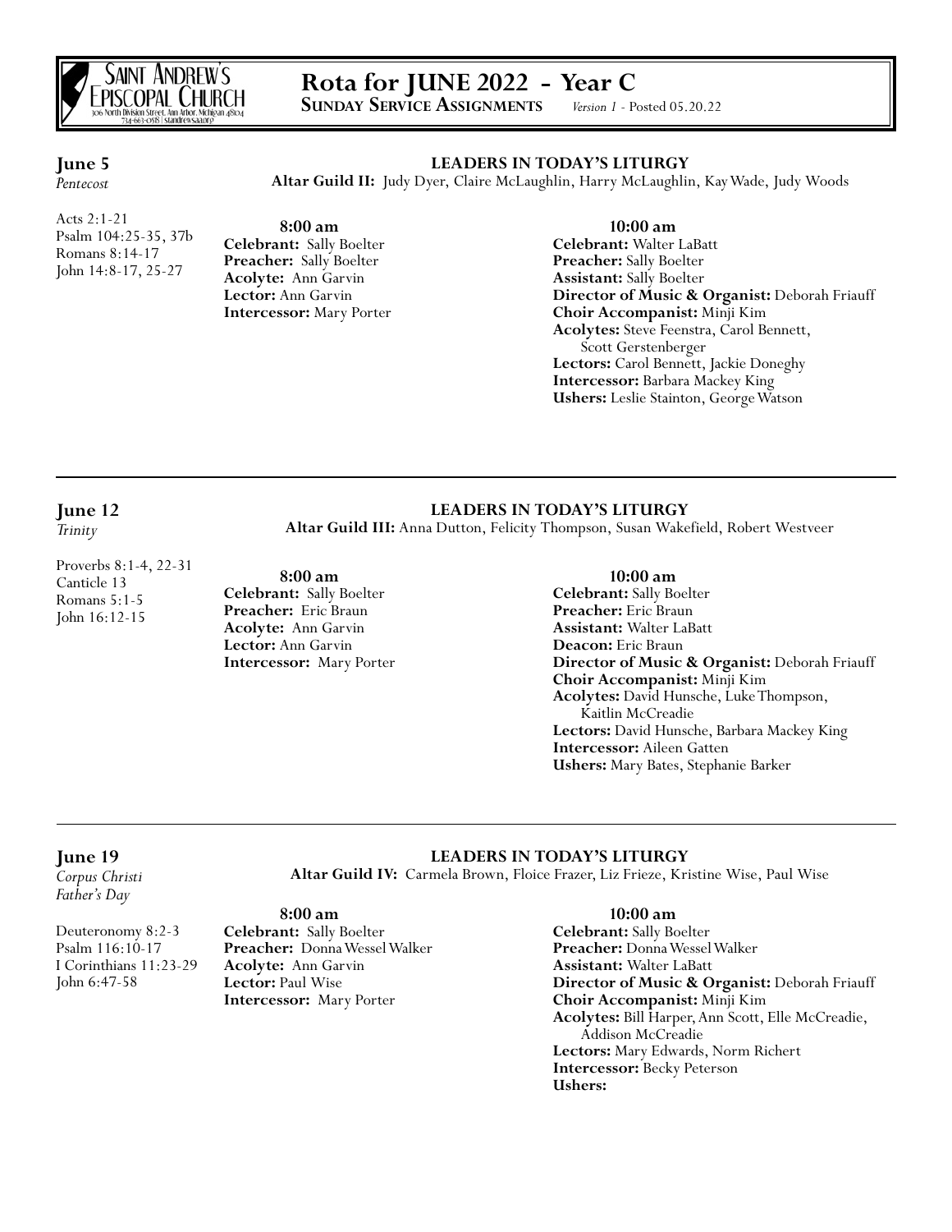SAINT ANDREW'S EPISCOPAL CHURCH
306 North Division Street, Ann Arbor, Michigan 48104
734-663-0518 | standrewsaa.org

# Rota for JUNE 2022 - Year C

**SUNDAY SERVICE ASSIGNMENTS** *Version 1 - Posted 05.20.22*

## June 5

*Pentecost*

Acts 2:1-21
Psalm 104:25-35, 37b
Romans 8:14-17
John 14:8-17, 25-27

**LEADERS IN TODAY'S LITURGY**

**Altar Guild II:** Judy Dyer, Claire McLaughlin, Harry McLaughlin, Kay Wade, Judy Woods

### 8:00 am

**Celebrant:** Sally Boelter
**Preacher:** Sally Boelter
**Acolyte:** Ann Garvin
**Lector:** Ann Garvin
**Intercessor:** Mary Porter

### 10:00 am

**Celebrant:** Walter LaBatt
**Preacher:** Sally Boelter
**Assistant:** Sally Boelter
**Director of Music & Organist:** Deborah Friauff
**Choir Accompanist:** Minji Kim
**Acolytes:** Steve Feenstra, Carol Bennett, Scott Gerstenberger
**Lectors:** Carol Bennett, Jackie Doneghy
**Intercessor:** Barbara Mackey King
**Ushers:** Leslie Stainton, George Watson

---

## June 12

*Trinity*

Proverbs 8:1-4, 22-31
Canticle 13
Romans 5:1-5
John 16:12-15

**LEADERS IN TODAY'S LITURGY**

**Altar Guild III:** Anna Dutton, Felicity Thompson, Susan Wakefield, Robert Westveer

### 8:00 am

**Celebrant:** Sally Boelter
**Preacher:** Eric Braun
**Acolyte:** Ann Garvin
**Lector:** Ann Garvin
**Intercessor:** Mary Porter

### 10:00 am

**Celebrant:** Sally Boelter
**Preacher:** Eric Braun
**Assistant:** Walter LaBatt
**Deacon:** Eric Braun
**Director of Music & Organist:** Deborah Friauff
**Choir Accompanist:** Minji Kim
**Acolytes:** David Hunsche, Luke Thompson, Kaitlin McCreadie
**Lectors:** David Hunsche, Barbara Mackey King
**Intercessor:** Aileen Gatten
**Ushers:** Mary Bates, Stephanie Barker

---

## June 19

*Corpus Christi*
*Father's Day*

Deuteronomy 8:2-3
Psalm 116:10-17
I Corinthians 11:23-29
John 6:47-58

**LEADERS IN TODAY'S LITURGY**

**Altar Guild IV:** Carmela Brown, Floice Frazer, Liz Frieze, Kristine Wise, Paul Wise

### 8:00 am

**Celebrant:** Sally Boelter
**Preacher:** Donna Wessel Walker
**Acolyte:** Ann Garvin
**Lector:** Paul Wise
**Intercessor:** Mary Porter

### 10:00 am

**Celebrant:** Sally Boelter
**Preacher:** Donna Wessel Walker
**Assistant:** Walter LaBatt
**Director of Music & Organist:** Deborah Friauff
**Choir Accompanist:** Minji Kim
**Acolytes:** Bill Harper, Ann Scott, Elle McCreadie, Addison McCreadie
**Lectors:** Mary Edwards, Norm Richert
**Intercessor:** Becky Peterson
**Ushers:**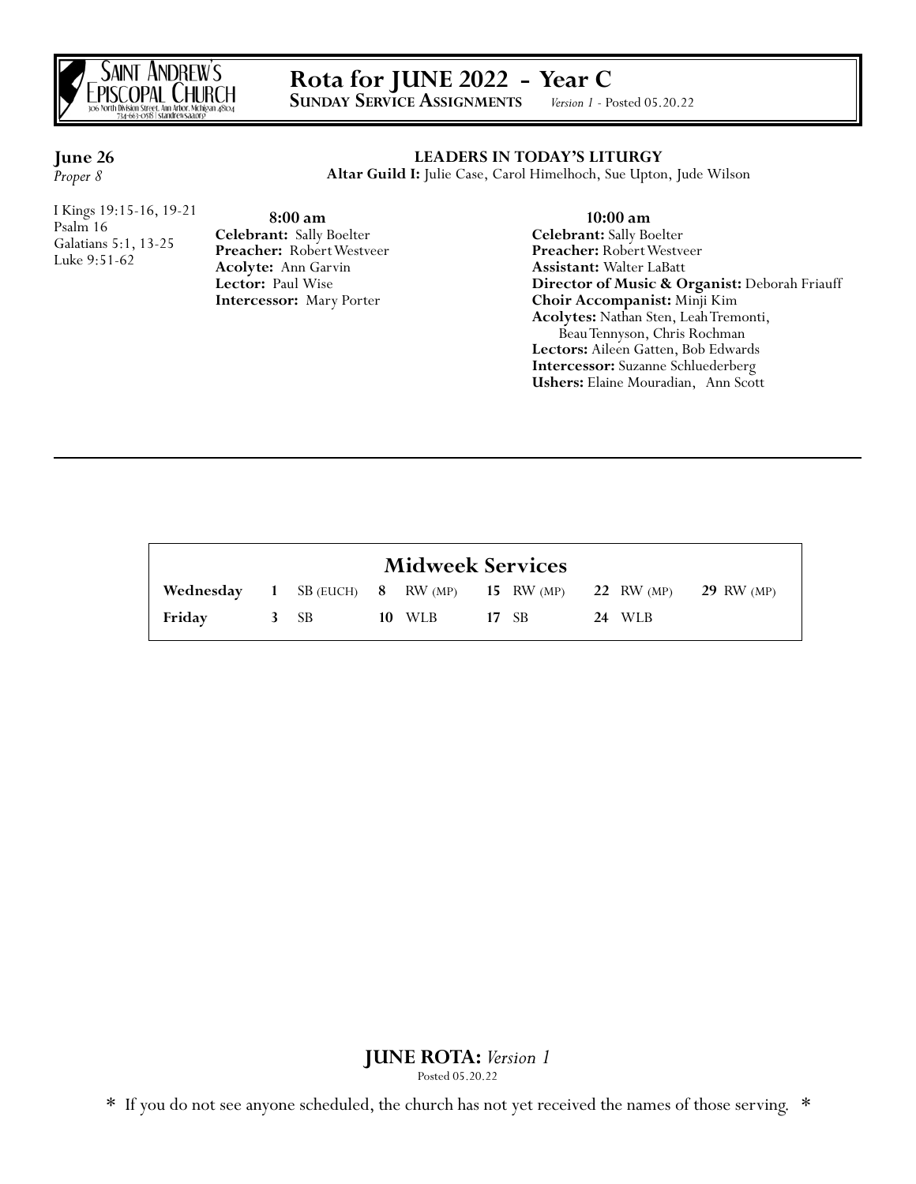Saint Andrew's Episcopal Church
306 North Division Street, Ann Arbor, Michigan 48104
734-663-0518 | standrewsaa.org

# Rota for JUNE 2022 - Year C

**Sunday Service Assignments** *Version 1* - Posted 05.20.22

## June 26

*Proper 8*

I Kings 19:15-16, 19-21
Psalm 16
Galatians 5:1, 13-25
Luke 9:51-62

**LEADERS IN TODAY'S LITURGY**

**Altar Guild I:** Julie Case, Carol Himelhoch, Sue Upton, Jude Wilson

**8:00 am**

**Celebrant:** Sally Boelter
**Preacher:** Robert Westveer
**Acolyte:** Ann Garvin
**Lector:** Paul Wise
**Intercessor:** Mary Porter

**10:00 am**

**Celebrant:** Sally Boelter
**Preacher:** Robert Westveer
**Assistant:** Walter LaBatt
**Director of Music & Organist:** Deborah Friauff
**Choir Accompanist:** Minji Kim
**Acolytes:** Nathan Sten, Leah Tremonti, Beau Tennyson, Chris Rochman
**Lectors:** Aileen Gatten, Bob Edwards
**Intercessor:** Suzanne Schluederberg
**Ushers:** Elaine Mouradian, Ann Scott

## Midweek Services

| | | | | | | | | | | |
|---|---|---|---|---|---|---|---|---|---|---|
| **Wednesday** | **1** | SB (EUCH) | **8** | RW (MP) | **15** | RW (MP) | **22** | RW (MP) | **29** | RW (MP) |
| **Friday** | **3** | SB | **10** | WLB | **17** | SB | **24** | WLB | | |

**JUNE ROTA:** *Version 1*
Posted 05.20.22

* If you do not see anyone scheduled, the church has not yet received the names of those serving. *